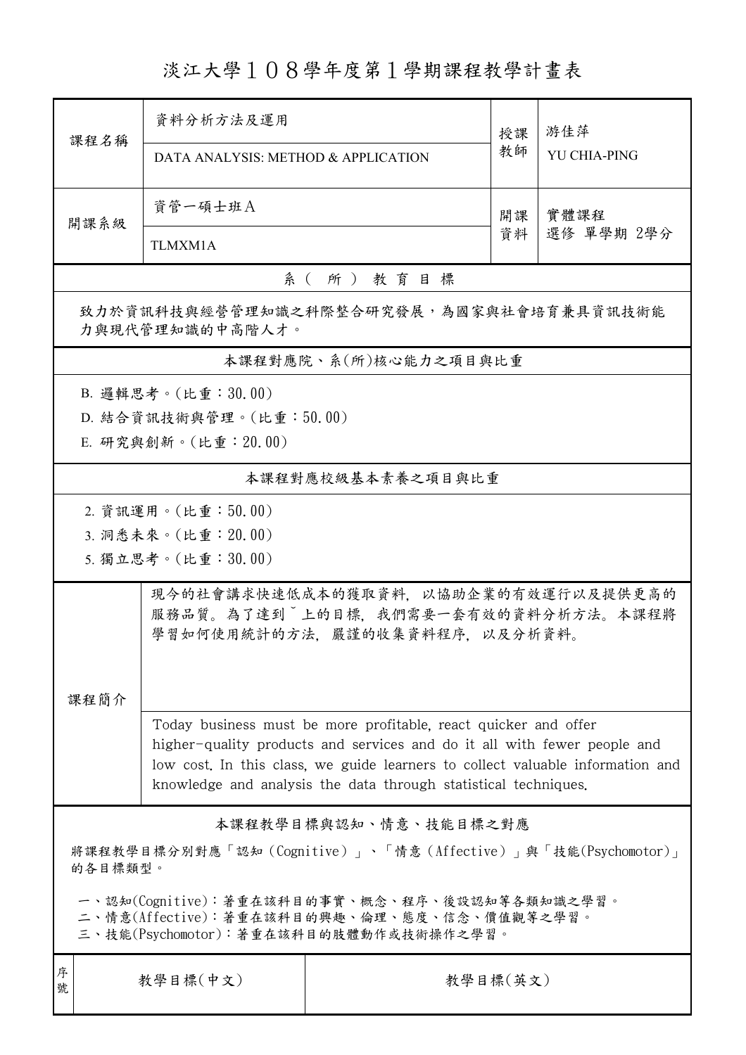# 淡江大學１０８學年度第１學期課程教學計畫表

| 課程名稱 | 資料分析方法及運用 | 授課教師 | 游佳萍 |
|---|---|---|---|
| | DATA ANALYSIS: METHOD & APPLICATION | | YU CHIA-PING |
| 開課系級 | 資管一碩士班Ａ | 開課資料 | 實體課程<br>選修 單學期 2學分 |
| | TLMXM1A | | |

## 系（所）教育目標

致力於資訊科技與經營管理知識之科際整合研究發展，為國家與社會培育兼具資訊技術能力與現代管理知識的中高階人才。

## 本課程對應院、系(所)核心能力之項目與比重

B. 邏輯思考。(比重：30.00)
D. 結合資訊技術與管理。(比重：50.00)
E. 研究與創新。(比重：20.00)

## 本課程對應校級基本素養之項目與比重

2. 資訊運用。(比重：50.00)
3. 洞悉未來。(比重：20.00)
5. 獨立思考。(比重：30.00)

## 課程簡介

現今的社會講求快速低成本的獲取資料，以協助企業的有效運行以及提供更高的服務品質。為了達到ˇ上的目標，我們需要一套有效的資料分析方法。本課程將學習如何使用統計的方法，嚴謹的收集資料程序，以及分析資料。

Today business must be more profitable, react quicker and offer higher-quality products and services and do it all with fewer people and low cost. In this class, we guide learners to collect valuable information and knowledge and analysis the data through statistical techniques.

## 本課程教學目標與認知、情意、技能目標之對應

將課程教學目標分別對應「認知（Cognitive）」、「情意（Affective）」與「技能(Psychomotor)」的各目標類型。

一、認知(Cognitive)：著重在該科目的事實、概念、程序、後設認知等各類知識之學習。
二、情意(Affective)：著重在該科目的興趣、倫理、態度、信念、價值觀等之學習。
三、技能(Psychomotor)：著重在該科目的肢體動作或技術操作之學習。

| 序號 | 教學目標(中文) | 教學目標(英文) |
|---|---|---|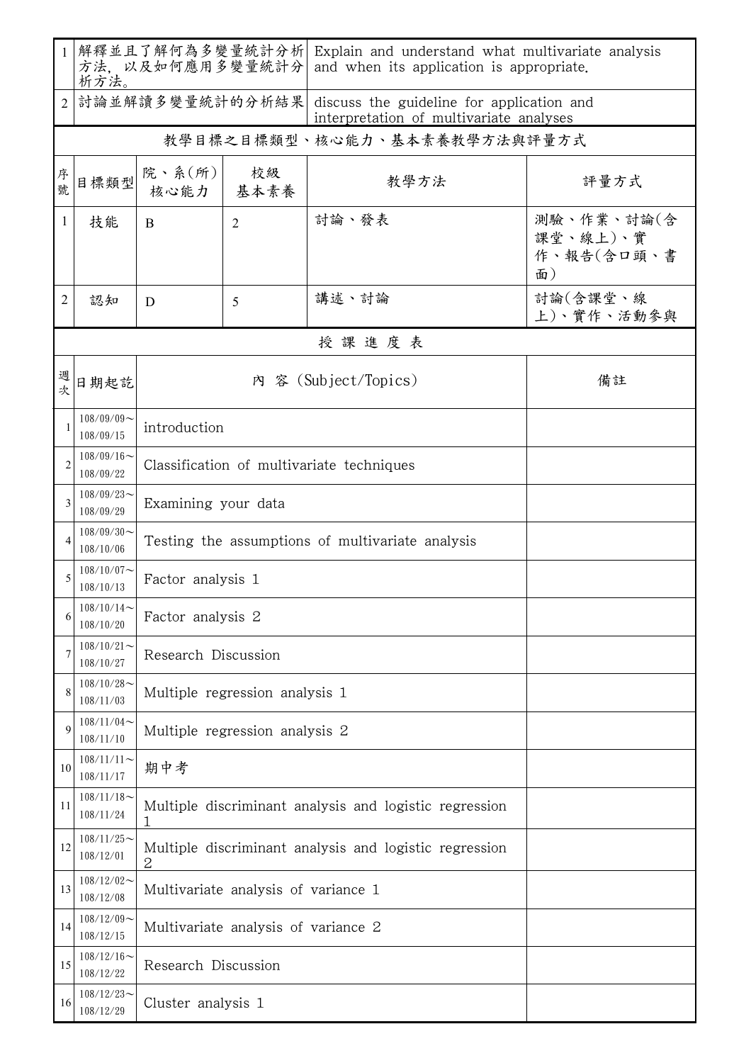| 1 | 解釋並且了解何為多變量統計分析方法，以及如何應用多變量統計分析方法。 | Explain and understand what multivariate analysis and when its application is appropriate. |
|---|---|---|
| 2 | 討論並解讀多變量統計的分析結果 | discuss the guideline for application and interpretation of multivariate analyses |

**教學目標之目標類型、核心能力、基本素養教學方法與評量方式**

| 序號 | 目標類型 | 院、系(所)核心能力 | 校級基本素養 | 教學方法 | 評量方式 |
|---|---|---|---|---|---|
| 1 | 技能 | B | 2 | 討論、發表 | 測驗、作業、討論(含課堂、線上)、實作、報告(含口頭、書面) |
| 2 | 認知 | D | 5 | 講述、討論 | 討論(含課堂、線上)、實作、活動參與 |

**授 課 進 度 表**

| 週次 | 日期起訖 | 內 容 (Subject/Topics) | 備註 |
|---|---|---|---|
| 1 | 108/09/09～108/09/15 | introduction | |
| 2 | 108/09/16～108/09/22 | Classification of multivariate techniques | |
| 3 | 108/09/23～108/09/29 | Examining your data | |
| 4 | 108/09/30～108/10/06 | Testing the assumptions of multivariate analysis | |
| 5 | 108/10/07～108/10/13 | Factor analysis 1 | |
| 6 | 108/10/14～108/10/20 | Factor analysis 2 | |
| 7 | 108/10/21～108/10/27 | Research Discussion | |
| 8 | 108/10/28～108/11/03 | Multiple regression analysis 1 | |
| 9 | 108/11/04～108/11/10 | Multiple regression analysis 2 | |
| 10 | 108/11/11～108/11/17 | 期中考 | |
| 11 | 108/11/18～108/11/24 | Multiple discriminant analysis and logistic regression 1 | |
| 12 | 108/11/25～108/12/01 | Multiple discriminant analysis and logistic regression 2 | |
| 13 | 108/12/02～108/12/08 | Multivariate analysis of variance 1 | |
| 14 | 108/12/09～108/12/15 | Multivariate analysis of variance 2 | |
| 15 | 108/12/16～108/12/22 | Research Discussion | |
| 16 | 108/12/23～108/12/29 | Cluster analysis 1 | |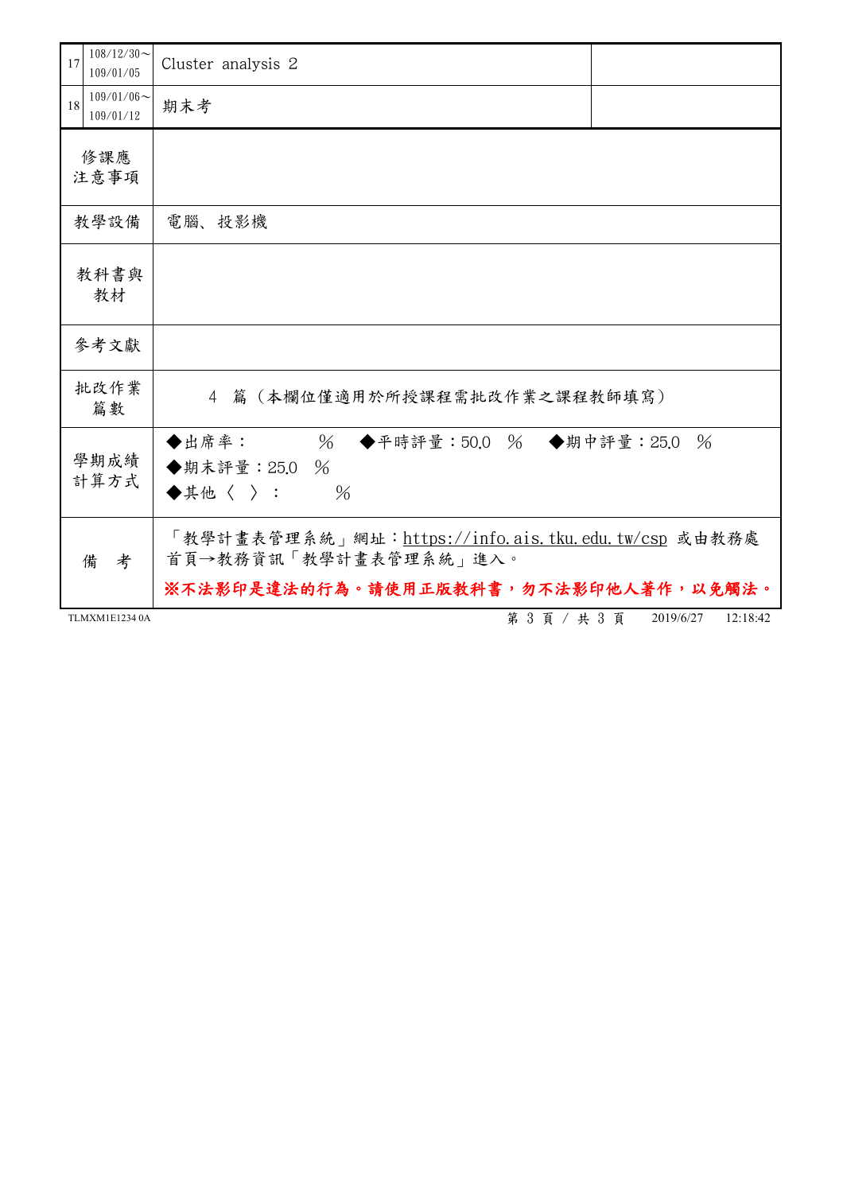| | | | |
|---|---|---|---|
| 17 | 108/12/30～ 109/01/05 | Cluster analysis 2 | |
| 18 | 109/01/06～ 109/01/12 | 期末考 | |

| | |
|---|---|
| 修課應注意事項 | |
| 教學設備 | 電腦、投影機 |
| 教科書與教材 | |
| 參考文獻 | |
| 批改作業篇數 | 4 篇（本欄位僅適用於所授課程需批改作業之課程教師填寫） |
| 學期成績計算方式 | ◆出席率：　　% ◆平時評量：50.0 % ◆期中評量：25.0 %<br>◆期末評量：25.0 %<br>◆其他〈 〉：　　% |
| 備　考 | 「教學計畫表管理系統」網址：https://info.ais.tku.edu.tw/csp 或由教務處首頁→教務資訊「教學計畫表管理系統」進入。<br>**※不法影印是違法的行為。請使用正版教科書，勿不法影印他人著作，以免觸法。** |

TLMXM1E1234 0A　　2019/6/27　12:18:42